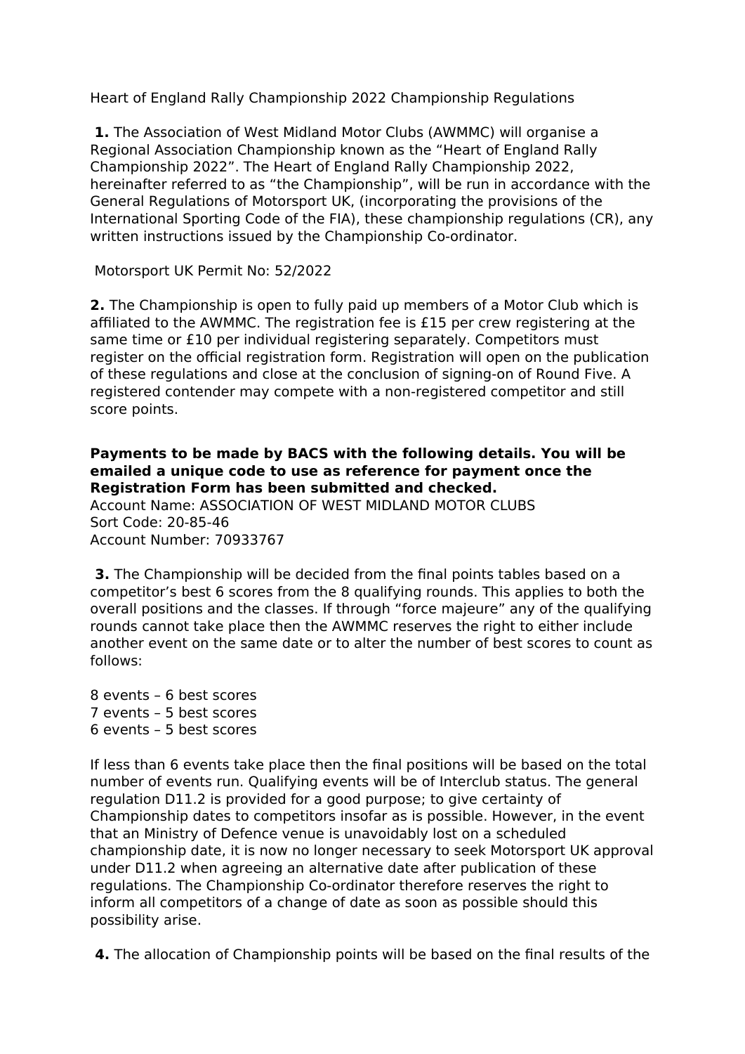Heart of England Rally Championship 2022 Championship Regulations

**1.** The Association of West Midland Motor Clubs (AWMMC) will organise a Regional Association Championship known as the "Heart of England Rally Championship 2022". The Heart of England Rally Championship 2022, hereinafter referred to as "the Championship", will be run in accordance with the General Regulations of Motorsport UK, (incorporating the provisions of the International Sporting Code of the FIA), these championship regulations (CR), any written instructions issued by the Championship Co-ordinator.

Motorsport UK Permit No: 52/2022

**2.** The Championship is open to fully paid up members of a Motor Club which is affiliated to the AWMMC. The registration fee is £15 per crew registering at the same time or £10 per individual registering separately. Competitors must register on the official registration form. Registration will open on the publication of these regulations and close at the conclusion of signing-on of Round Five. A registered contender may compete with a non-registered competitor and still score points.

**Payments to be made by BACS with the following details. You will be emailed a unique code to use as reference for payment once the Registration Form has been submitted and checked.**
Account Name: ASSOCIATION OF WEST MIDLAND MOTOR CLUBS
Sort Code: 20-85-46
Account Number: 70933767

**3.** The Championship will be decided from the final points tables based on a competitor's best 6 scores from the 8 qualifying rounds. This applies to both the overall positions and the classes. If through "force majeure" any of the qualifying rounds cannot take place then the AWMMC reserves the right to either include another event on the same date or to alter the number of best scores to count as follows:

8 events – 6 best scores
7 events – 5 best scores
6 events – 5 best scores

If less than 6 events take place then the final positions will be based on the total number of events run. Qualifying events will be of Interclub status. The general regulation D11.2 is provided for a good purpose; to give certainty of Championship dates to competitors insofar as is possible. However, in the event that an Ministry of Defence venue is unavoidably lost on a scheduled championship date, it is now no longer necessary to seek Motorsport UK approval under D11.2 when agreeing an alternative date after publication of these regulations. The Championship Co-ordinator therefore reserves the right to inform all competitors of a change of date as soon as possible should this possibility arise.

**4.** The allocation of Championship points will be based on the final results of the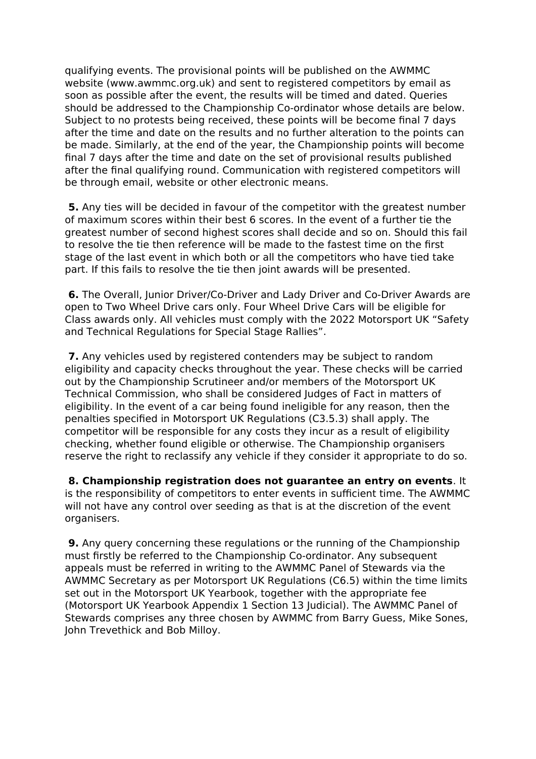qualifying events. The provisional points will be published on the AWMMC website (www.awmmc.org.uk) and sent to registered competitors by email as soon as possible after the event, the results will be timed and dated. Queries should be addressed to the Championship Co-ordinator whose details are below. Subject to no protests being received, these points will be become final 7 days after the time and date on the results and no further alteration to the points can be made. Similarly, at the end of the year, the Championship points will become final 7 days after the time and date on the set of provisional results published after the final qualifying round. Communication with registered competitors will be through email, website or other electronic means.

**5.** Any ties will be decided in favour of the competitor with the greatest number of maximum scores within their best 6 scores. In the event of a further tie the greatest number of second highest scores shall decide and so on. Should this fail to resolve the tie then reference will be made to the fastest time on the first stage of the last event in which both or all the competitors who have tied take part. If this fails to resolve the tie then joint awards will be presented.

**6.** The Overall, Junior Driver/Co-Driver and Lady Driver and Co-Driver Awards are open to Two Wheel Drive cars only. Four Wheel Drive Cars will be eligible for Class awards only. All vehicles must comply with the 2022 Motorsport UK "Safety and Technical Regulations for Special Stage Rallies".

**7.** Any vehicles used by registered contenders may be subject to random eligibility and capacity checks throughout the year. These checks will be carried out by the Championship Scrutineer and/or members of the Motorsport UK Technical Commission, who shall be considered Judges of Fact in matters of eligibility. In the event of a car being found ineligible for any reason, then the penalties specified in Motorsport UK Regulations (C3.5.3) shall apply. The competitor will be responsible for any costs they incur as a result of eligibility checking, whether found eligible or otherwise. The Championship organisers reserve the right to reclassify any vehicle if they consider it appropriate to do so.

**8. Championship registration does not guarantee an entry on events**. It is the responsibility of competitors to enter events in sufficient time. The AWMMC will not have any control over seeding as that is at the discretion of the event organisers.

**9.** Any query concerning these regulations or the running of the Championship must firstly be referred to the Championship Co-ordinator. Any subsequent appeals must be referred in writing to the AWMMC Panel of Stewards via the AWMMC Secretary as per Motorsport UK Regulations (C6.5) within the time limits set out in the Motorsport UK Yearbook, together with the appropriate fee (Motorsport UK Yearbook Appendix 1 Section 13 Judicial). The AWMMC Panel of Stewards comprises any three chosen by AWMMC from Barry Guess, Mike Sones, John Trevethick and Bob Milloy.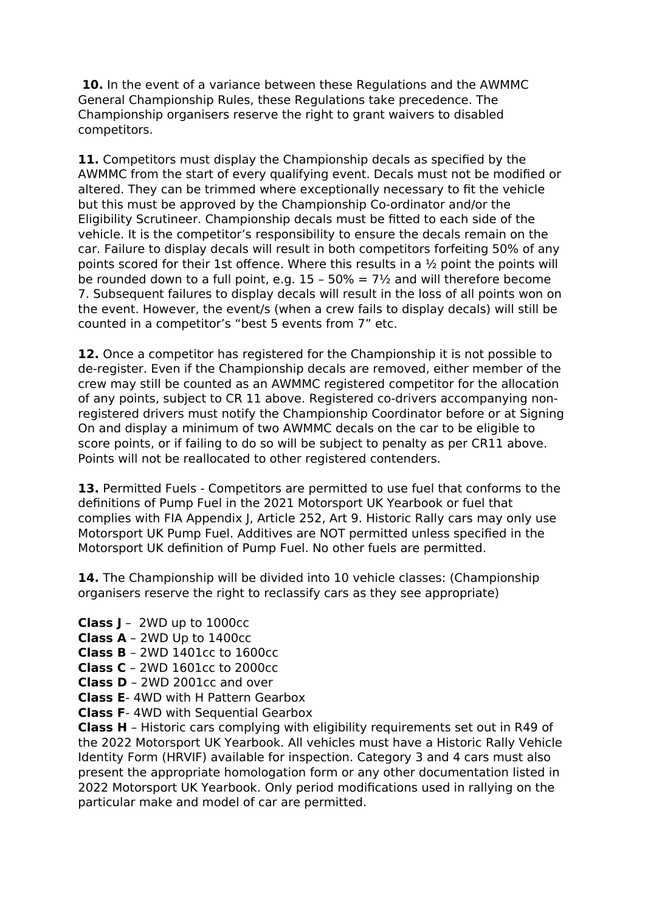**10.** In the event of a variance between these Regulations and the AWMMC General Championship Rules, these Regulations take precedence. The Championship organisers reserve the right to grant waivers to disabled competitors.

**11.** Competitors must display the Championship decals as specified by the AWMMC from the start of every qualifying event. Decals must not be modified or altered. They can be trimmed where exceptionally necessary to fit the vehicle but this must be approved by the Championship Co-ordinator and/or the Eligibility Scrutineer. Championship decals must be fitted to each side of the vehicle. It is the competitor's responsibility to ensure the decals remain on the car. Failure to display decals will result in both competitors forfeiting 50% of any points scored for their 1st offence. Where this results in a ½ point the points will be rounded down to a full point, e.g. 15 – 50% = 7½ and will therefore become 7. Subsequent failures to display decals will result in the loss of all points won on the event. However, the event/s (when a crew fails to display decals) will still be counted in a competitor's "best 5 events from 7" etc.

**12.** Once a competitor has registered for the Championship it is not possible to de-register. Even if the Championship decals are removed, either member of the crew may still be counted as an AWMMC registered competitor for the allocation of any points, subject to CR 11 above. Registered co-drivers accompanying non-registered drivers must notify the Championship Coordinator before or at Signing On and display a minimum of two AWMMC decals on the car to be eligible to score points, or if failing to do so will be subject to penalty as per CR11 above. Points will not be reallocated to other registered contenders.

**13.** Permitted Fuels - Competitors are permitted to use fuel that conforms to the definitions of Pump Fuel in the 2021 Motorsport UK Yearbook or fuel that complies with FIA Appendix J, Article 252, Art 9. Historic Rally cars may only use Motorsport UK Pump Fuel. Additives are NOT permitted unless specified in the Motorsport UK definition of Pump Fuel. No other fuels are permitted.

**14.** The Championship will be divided into 10 vehicle classes: (Championship organisers reserve the right to reclassify cars as they see appropriate)

**Class J** – 2WD up to 1000cc
**Class A** – 2WD Up to 1400cc
**Class B** – 2WD 1401cc to 1600cc
**Class C** – 2WD 1601cc to 2000cc
**Class D** – 2WD 2001cc and over
**Class E**- 4WD with H Pattern Gearbox
**Class F**- 4WD with Sequential Gearbox
**Class H** – Historic cars complying with eligibility requirements set out in R49 of the 2022 Motorsport UK Yearbook. All vehicles must have a Historic Rally Vehicle Identity Form (HRVIF) available for inspection. Category 3 and 4 cars must also present the appropriate homologation form or any other documentation listed in 2022 Motorsport UK Yearbook. Only period modifications used in rallying on the particular make and model of car are permitted.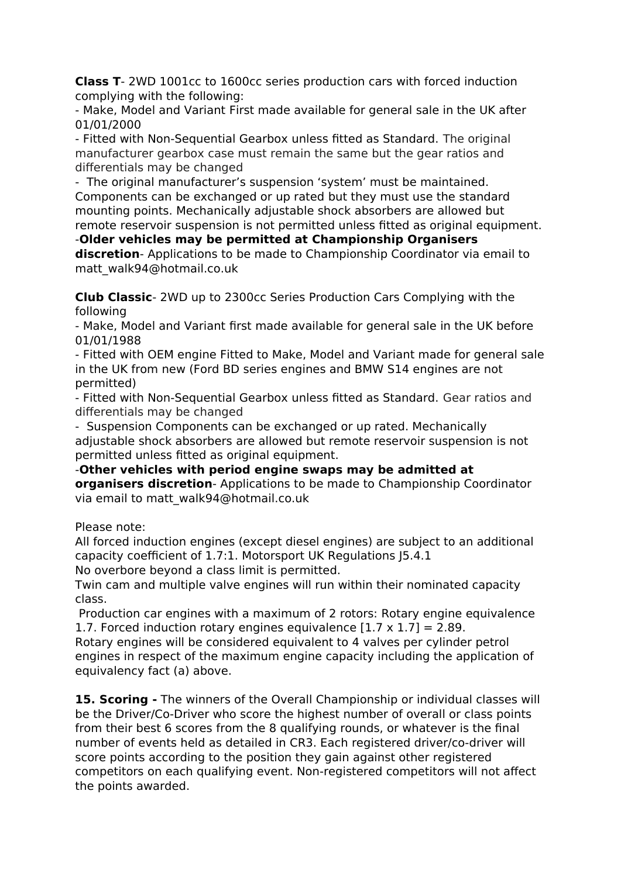**Class T**- 2WD 1001cc to 1600cc series production cars with forced induction complying with the following:

- Make, Model and Variant First made available for general sale in the UK after 01/01/2000
- Fitted with Non-Sequential Gearbox unless fitted as Standard. The original manufacturer gearbox case must remain the same but the gear ratios and differentials may be changed
- The original manufacturer's suspension 'system' must be maintained. Components can be exchanged or up rated but they must use the standard mounting points. Mechanically adjustable shock absorbers are allowed but remote reservoir suspension is not permitted unless fitted as original equipment.

-**Older vehicles may be permitted at Championship Organisers discretion**- Applications to be made to Championship Coordinator via email to matt_walk94@hotmail.co.uk

**Club Classic**- 2WD up to 2300cc Series Production Cars Complying with the following

- Make, Model and Variant first made available for general sale in the UK before 01/01/1988
- Fitted with OEM engine Fitted to Make, Model and Variant made for general sale in the UK from new (Ford BD series engines and BMW S14 engines are not permitted)
- Fitted with Non-Sequential Gearbox unless fitted as Standard. Gear ratios and differentials may be changed
- Suspension Components can be exchanged or up rated. Mechanically adjustable shock absorbers are allowed but remote reservoir suspension is not permitted unless fitted as original equipment.

-**Other vehicles with period engine swaps may be admitted at organisers discretion**- Applications to be made to Championship Coordinator via email to matt_walk94@hotmail.co.uk

Please note:
All forced induction engines (except diesel engines) are subject to an additional capacity coefficient of 1.7:1. Motorsport UK Regulations J5.4.1
No overbore beyond a class limit is permitted.
Twin cam and multiple valve engines will run within their nominated capacity class.
Production car engines with a maximum of 2 rotors: Rotary engine equivalence 1.7. Forced induction rotary engines equivalence [1.7 x 1.7] = 2.89.
Rotary engines will be considered equivalent to 4 valves per cylinder petrol engines in respect of the maximum engine capacity including the application of equivalency fact (a) above.

**15. Scoring -** The winners of the Overall Championship or individual classes will be the Driver/Co-Driver who score the highest number of overall or class points from their best 6 scores from the 8 qualifying rounds, or whatever is the final number of events held as detailed in CR3. Each registered driver/co-driver will score points according to the position they gain against other registered competitors on each qualifying event. Non-registered competitors will not affect the points awarded.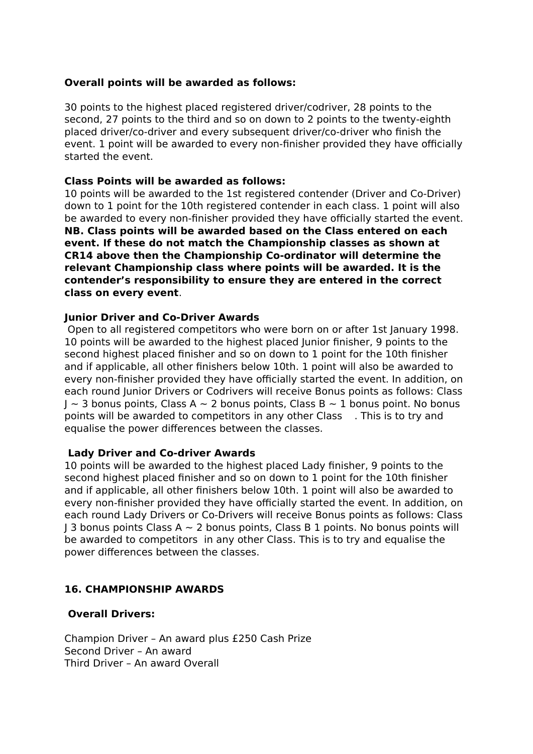**Overall points will be awarded as follows:**

30 points to the highest placed registered driver/codriver, 28 points to the second, 27 points to the third and so on down to 2 points to the twenty-eighth placed driver/co-driver and every subsequent driver/co-driver who finish the event. 1 point will be awarded to every non-finisher provided they have officially started the event.

**Class Points will be awarded as follows:**

10 points will be awarded to the 1st registered contender (Driver and Co-Driver) down to 1 point for the 10th registered contender in each class. 1 point will also be awarded to every non-finisher provided they have officially started the event. **NB. Class points will be awarded based on the Class entered on each event. If these do not match the Championship classes as shown at CR14 above then the Championship Co-ordinator will determine the relevant Championship class where points will be awarded. It is the contender's responsibility to ensure they are entered in the correct class on every event**.

**Junior Driver and Co-Driver Awards**

Open to all registered competitors who were born on or after 1st January 1998. 10 points will be awarded to the highest placed Junior finisher, 9 points to the second highest placed finisher and so on down to 1 point for the 10th finisher and if applicable, all other finishers below 10th. 1 point will also be awarded to every non-finisher provided they have officially started the event. In addition, on each round Junior Drivers or Codrivers will receive Bonus points as follows: Class J ~ 3 bonus points, Class A ~ 2 bonus points, Class B ~ 1 bonus point. No bonus points will be awarded to competitors in any other Class . This is to try and equalise the power differences between the classes.

**Lady Driver and Co-driver Awards**

10 points will be awarded to the highest placed Lady finisher, 9 points to the second highest placed finisher and so on down to 1 point for the 10th finisher and if applicable, all other finishers below 10th. 1 point will also be awarded to every non-finisher provided they have officially started the event. In addition, on each round Lady Drivers or Co-Drivers will receive Bonus points as follows: Class J 3 bonus points Class A ~ 2 bonus points, Class B 1 points. No bonus points will be awarded to competitors in any other Class. This is to try and equalise the power differences between the classes.

## 16. CHAMPIONSHIP AWARDS

**Overall Drivers:**

Champion Driver – An award plus £250 Cash Prize
Second Driver – An award
Third Driver – An award Overall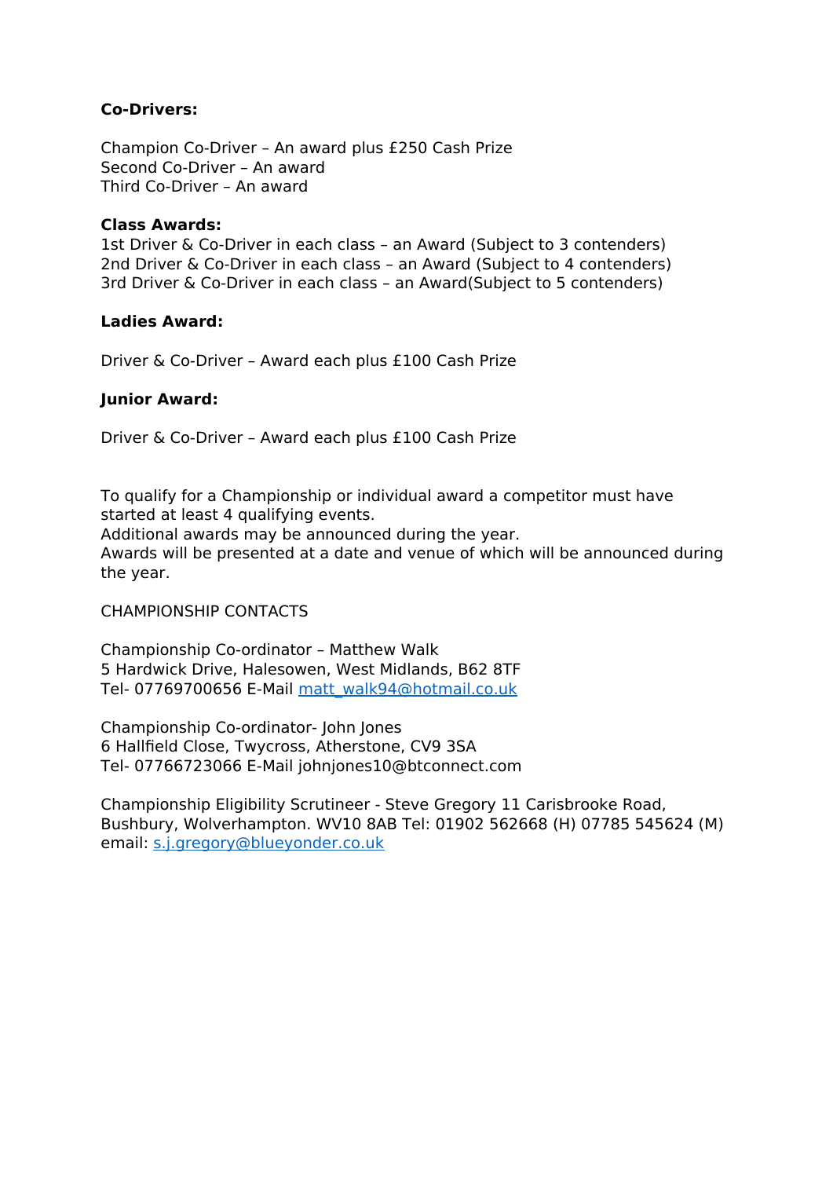**Co-Drivers:**

Champion Co-Driver – An award plus £250 Cash Prize
Second Co-Driver – An award
Third Co-Driver – An award

**Class Awards:**
1st Driver & Co-Driver in each class – an Award (Subject to 3 contenders)
2nd Driver & Co-Driver in each class – an Award (Subject to 4 contenders)
3rd Driver & Co-Driver in each class – an Award(Subject to 5 contenders)

**Ladies Award:**

Driver & Co-Driver – Award each plus £100 Cash Prize

**Junior Award:**

Driver & Co-Driver – Award each plus £100 Cash Prize

To qualify for a Championship or individual award a competitor must have started at least 4 qualifying events.
Additional awards may be announced during the year.
Awards will be presented at a date and venue of which will be announced during the year.

CHAMPIONSHIP CONTACTS

Championship Co-ordinator – Matthew Walk
5 Hardwick Drive, Halesowen, West Midlands, B62 8TF
Tel- 07769700656 E-Mail matt_walk94@hotmail.co.uk

Championship Co-ordinator- John Jones
6 Hallfield Close, Twycross, Atherstone, CV9 3SA
Tel- 07766723066 E-Mail johnjones10@btconnect.com

Championship Eligibility Scrutineer - Steve Gregory 11 Carisbrooke Road, Bushbury, Wolverhampton. WV10 8AB Tel: 01902 562668 (H) 07785 545624 (M) email: s.j.gregory@blueyonder.co.uk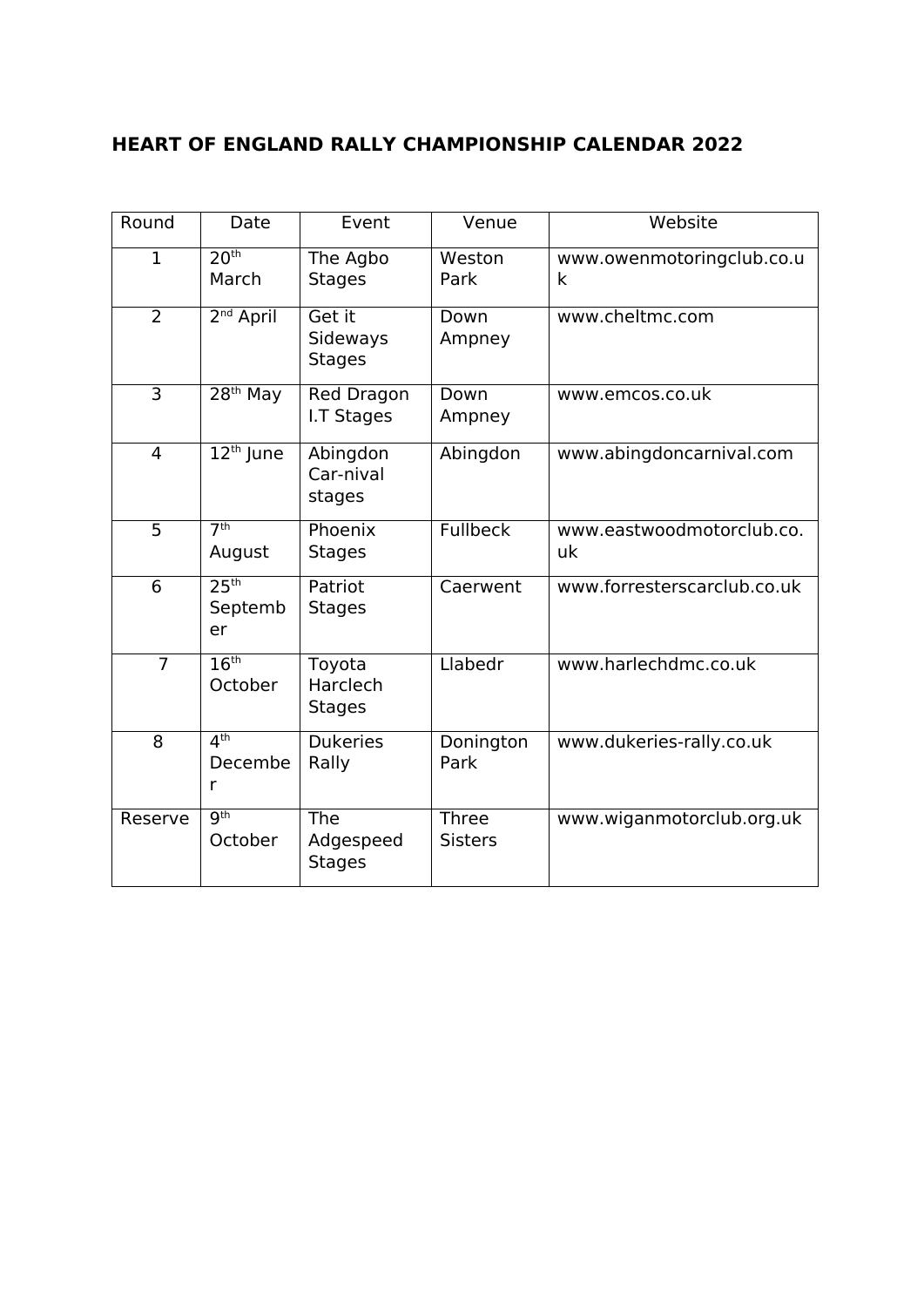## HEART OF ENGLAND RALLY CHAMPIONSHIP CALENDAR 2022

| Round | Date | Event | Venue | Website |
|---|---|---|---|---|
| 1 | 20th March | The Agbo Stages | Weston Park | www.owenmotoringclub.co.uk |
| 2 | 2nd April | Get it Sideways Stages | Down Ampney | www.cheltmc.com |
| 3 | 28th May | Red Dragon I.T Stages | Down Ampney | www.emcos.co.uk |
| 4 | 12th June | Abingdon Car-nival stages | Abingdon | www.abingdoncarnival.com |
| 5 | 7th August | Phoenix Stages | Fullbeck | www.eastwoodmotorclub.co.uk |
| 6 | 25th September | Patriot Stages | Caerwent | www.forresterscarclub.co.uk |
| 7 | 16th October | Toyota Harclech Stages | Llabedr | www.harlechdmc.co.uk |
| 8 | 4th December | Dukeries Rally | Donington Park | www.dukeries-rally.co.uk |
| Reserve | 9th October | The Adgespeed Stages | Three Sisters | www.wiganmotorclub.org.uk |